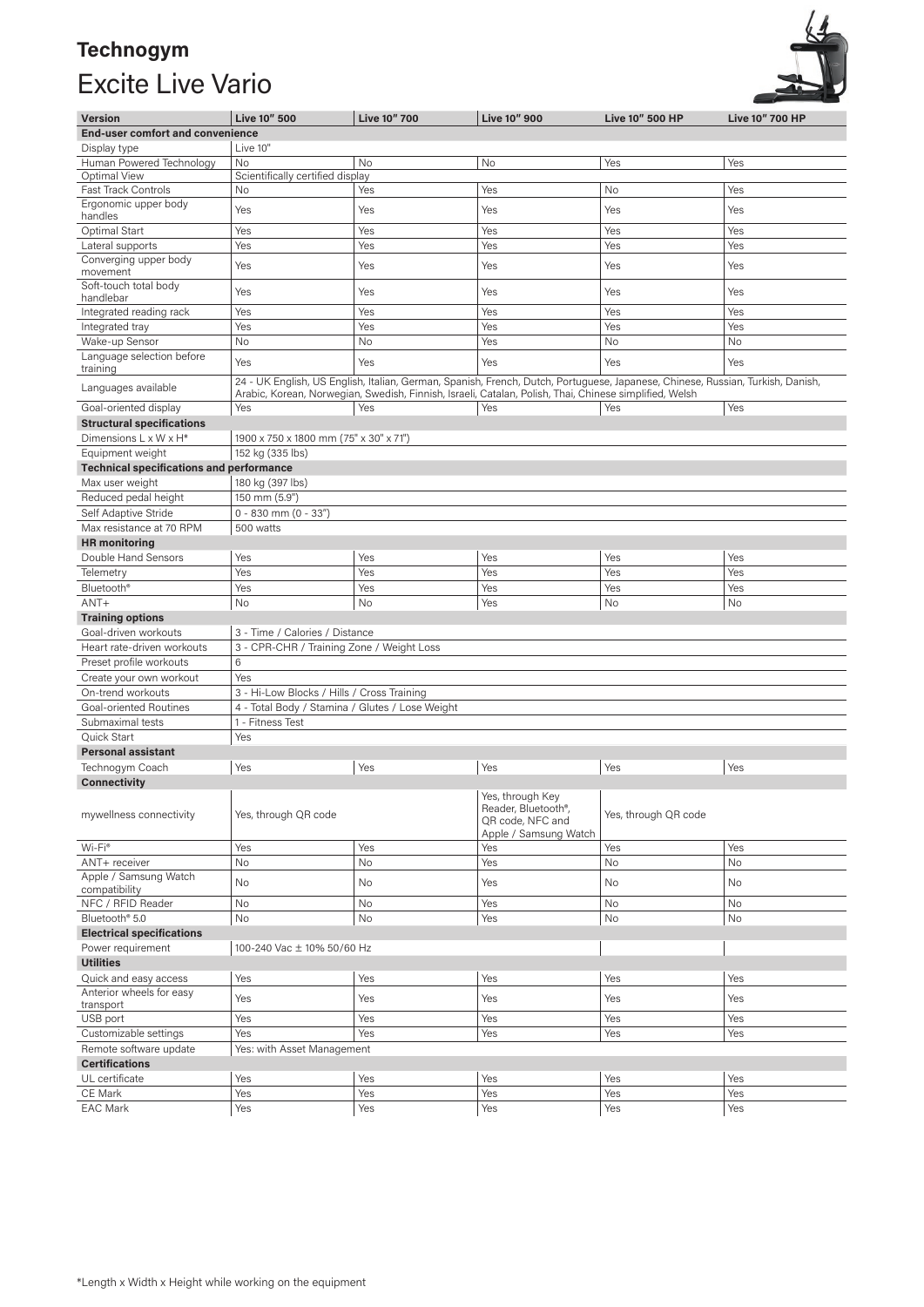**Technogym**

# Excite Live Vario

| Version | Live 10" 500 | Live 10" 700 | Live 10" 900 | Live 10" 500 HP | Live 10" 700 HP |
|---|---|---|---|---|---|
| **End-user comfort and convenience** | | | | | |
| Display type | Live 10" | | | | |
| Human Powered Technology | No | No | No | Yes | Yes |
| Optimal View | Scientifically certified display | | | | |
| Fast Track Controls | No | Yes | Yes | No | Yes |
| Ergonomic upper body handles | Yes | Yes | Yes | Yes | Yes |
| Optimal Start | Yes | Yes | Yes | Yes | Yes |
| Lateral supports | Yes | Yes | Yes | Yes | Yes |
| Converging upper body movement | Yes | Yes | Yes | Yes | Yes |
| Soft-touch total body handlebar | Yes | Yes | Yes | Yes | Yes |
| Integrated reading rack | Yes | Yes | Yes | Yes | Yes |
| Integrated tray | Yes | Yes | Yes | Yes | Yes |
| Wake-up Sensor | No | No | Yes | No | No |
| Language selection before training | Yes | Yes | Yes | Yes | Yes |
| Languages available | 24 - UK English, US English, Italian, German, Spanish, French, Dutch, Portuguese, Japanese, Chinese, Russian, Turkish, Danish, Arabic, Korean, Norwegian, Swedish, Finnish, Israeli, Catalan, Polish, Thai, Chinese simplified, Welsh | | | | |
| Goal-oriented display | Yes | Yes | Yes | Yes | Yes |
| **Structural specifications** | | | | | |
| Dimensions L x W x H* | 1900 x 750 x 1800 mm (75" x 30" x 71") | | | | |
| Equipment weight | 152 kg (335 lbs) | | | | |
| **Technical specifications and performance** | | | | | |
| Max user weight | 180 kg (397 lbs) | | | | |
| Reduced pedal height | 150 mm (5.9") | | | | |
| Self Adaptive Stride | 0 - 830 mm (0 - 33") | | | | |
| Max resistance at 70 RPM | 500 watts | | | | |
| **HR monitoring** | | | | | |
| Double Hand Sensors | Yes | Yes | Yes | Yes | Yes |
| Telemetry | Yes | Yes | Yes | Yes | Yes |
| Bluetooth® | Yes | Yes | Yes | Yes | Yes |
| ANT+ | No | No | Yes | No | No |
| **Training options** | | | | | |
| Goal-driven workouts | 3 - Time / Calories / Distance | | | | |
| Heart rate-driven workouts | 3 - CPR-CHR / Training Zone / Weight Loss | | | | |
| Preset profile workouts | 6 | | | | |
| Create your own workout | Yes | | | | |
| On-trend workouts | 3 - Hi-Low Blocks / Hills / Cross Training | | | | |
| Goal-oriented Routines | 4 - Total Body / Stamina / Glutes / Lose Weight | | | | |
| Submaximal tests | 1 - Fitness Test | | | | |
| Quick Start | Yes | | | | |
| **Personal assistant** | | | | | |
| Technogym Coach | Yes | Yes | Yes | Yes | Yes |
| **Connectivity** | | | | | |
| mywellness connectivity | Yes, through QR code | | Yes, through Key Reader, Bluetooth®, QR code, NFC and Apple / Samsung Watch | Yes, through QR code | |
| Wi-Fi® | Yes | Yes | Yes | Yes | Yes |
| ANT+ receiver | No | No | Yes | No | No |
| Apple / Samsung Watch compatibility | No | No | Yes | No | No |
| NFC / RFID Reader | No | No | Yes | No | No |
| Bluetooth® 5.0 | No | No | Yes | No | No |
| **Electrical specifications** | | | | | |
| Power requirement | 100-240 Vac ± 10% 50/60 Hz | | | | |
| **Utilities** | | | | | |
| Quick and easy access | Yes | Yes | Yes | Yes | Yes |
| Anterior wheels for easy transport | Yes | Yes | Yes | Yes | Yes |
| USB port | Yes | Yes | Yes | Yes | Yes |
| Customizable settings | Yes | Yes | Yes | Yes | Yes |
| Remote software update | Yes: with Asset Management | | | | |
| **Certifications** | | | | | |
| UL certificate | Yes | Yes | Yes | Yes | Yes |
| CE Mark | Yes | Yes | Yes | Yes | Yes |
| EAC Mark | Yes | Yes | Yes | Yes | Yes |

*Length x Width x Height while working on the equipment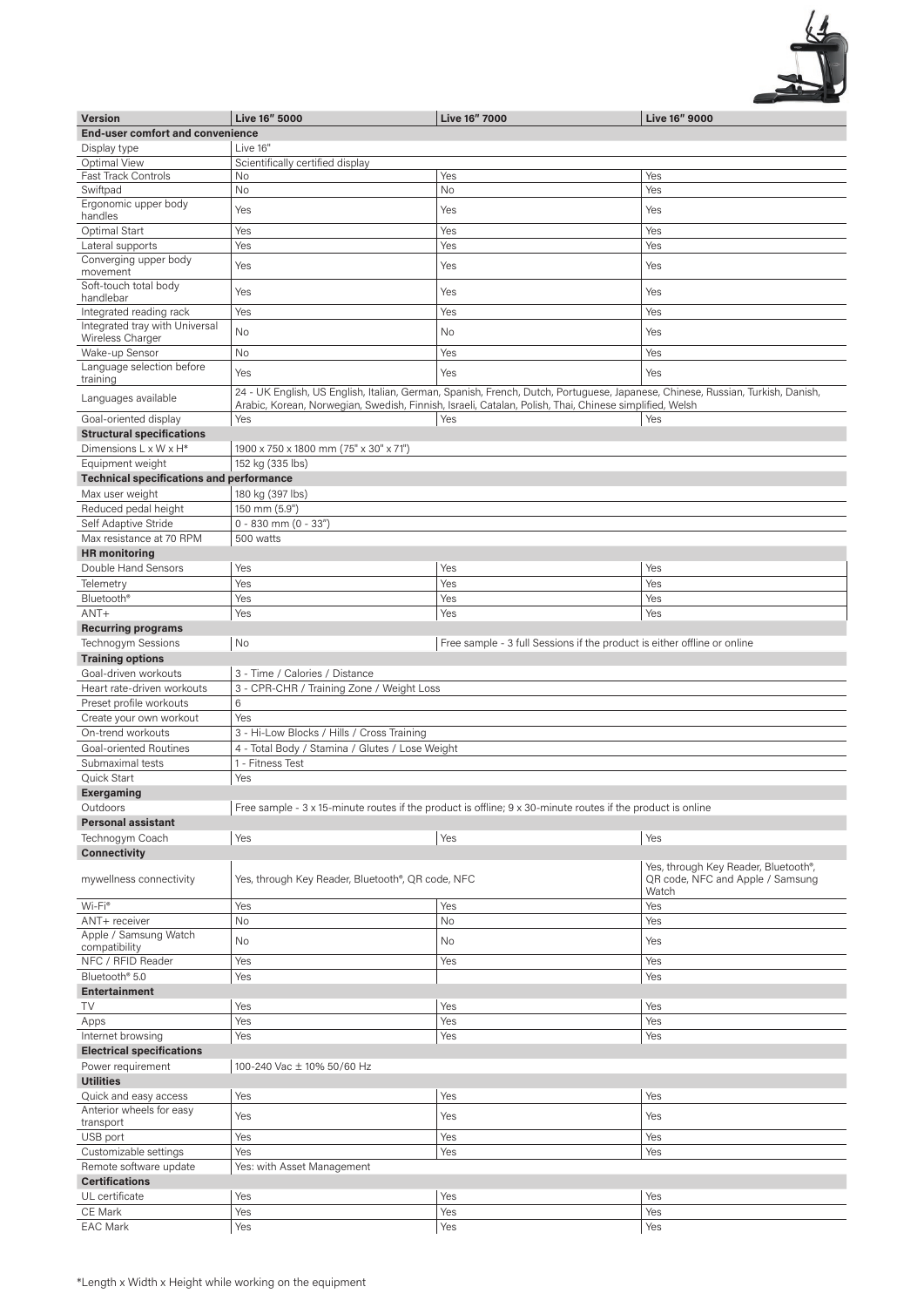| Version | Live 16" 5000 | Live 16" 7000 | Live 16" 9000 |
|---|---|---|---|
| **End-user comfort and convenience** | | | |
| Display type | Live 16" | | |
| Optimal View | Scientifically certified display | | |
| Fast Track Controls | No | Yes | Yes |
| Swiftpad | No | No | Yes |
| Ergonomic upper body handles | Yes | Yes | Yes |
| Optimal Start | Yes | Yes | Yes |
| Lateral supports | Yes | Yes | Yes |
| Converging upper body movement | Yes | Yes | Yes |
| Soft-touch total body handlebar | Yes | Yes | Yes |
| Integrated reading rack | Yes | Yes | Yes |
| Integrated tray with Universal Wireless Charger | No | No | Yes |
| Wake-up Sensor | No | Yes | Yes |
| Language selection before training | Yes | Yes | Yes |
| Languages available | 24 - UK English, US English, Italian, German, Spanish, French, Dutch, Portuguese, Japanese, Chinese, Russian, Turkish, Danish, Arabic, Korean, Norwegian, Swedish, Finnish, Israeli, Catalan, Polish, Thai, Chinese simplified, Welsh | | |
| Goal-oriented display | Yes | Yes | Yes |
| **Structural specifications** | | | |
| Dimensions L x W x H* | 1900 x 750 x 1800 mm (75" x 30" x 71") | | |
| Equipment weight | 152 kg (335 lbs) | | |
| **Technical specifications and performance** | | | |
| Max user weight | 180 kg (397 lbs) | | |
| Reduced pedal height | 150 mm (5.9") | | |
| Self Adaptive Stride | 0 - 830 mm (0 - 33") | | |
| Max resistance at 70 RPM | 500 watts | | |
| **HR monitoring** | | | |
| Double Hand Sensors | Yes | Yes | Yes |
| Telemetry | Yes | Yes | Yes |
| Bluetooth® | Yes | Yes | Yes |
| ANT+ | Yes | Yes | Yes |
| **Recurring programs** | | | |
| Technogym Sessions | No | Free sample - 3 full Sessions if the product is either offline or online | |
| **Training options** | | | |
| Goal-driven workouts | 3 - Time / Calories / Distance | | |
| Heart rate-driven workouts | 3 - CPR-CHR / Training Zone / Weight Loss | | |
| Preset profile workouts | 6 | | |
| Create your own workout | Yes | | |
| On-trend workouts | 3 - Hi-Low Blocks / Hills / Cross Training | | |
| Goal-oriented Routines | 4 - Total Body / Stamina / Glutes / Lose Weight | | |
| Submaximal tests | 1 - Fitness Test | | |
| Quick Start | Yes | | |
| **Exergaming** | | | |
| Outdoors | Free sample - 3 x 15-minute routes if the product is offline; 9 x 30-minute routes if the product is online | | |
| **Personal assistant** | | | |
| Technogym Coach | Yes | Yes | Yes |
| **Connectivity** | | | |
| mywellness connectivity | Yes, through Key Reader, Bluetooth®, QR code, NFC | | Yes, through Key Reader, Bluetooth®, QR code, NFC and Apple / Samsung Watch |
| Wi-Fi® | Yes | Yes | Yes |
| ANT+ receiver | No | No | Yes |
| Apple / Samsung Watch compatibility | No | No | Yes |
| NFC / RFID Reader | Yes | Yes | Yes |
| Bluetooth® 5.0 | Yes | | Yes |
| **Entertainment** | | | |
| TV | Yes | Yes | Yes |
| Apps | Yes | Yes | Yes |
| Internet browsing | Yes | Yes | Yes |
| **Electrical specifications** | | | |
| Power requirement | 100-240 Vac ± 10% 50/60 Hz | | |
| **Utilities** | | | |
| Quick and easy access | Yes | Yes | Yes |
| Anterior wheels for easy transport | Yes | Yes | Yes |
| USB port | Yes | Yes | Yes |
| Customizable settings | Yes | Yes | Yes |
| Remote software update | Yes: with Asset Management | | |
| **Certifications** | | | |
| UL certificate | Yes | Yes | Yes |
| CE Mark | Yes | Yes | Yes |
| EAC Mark | Yes | Yes | Yes |

*Length x Width x Height while working on the equipment